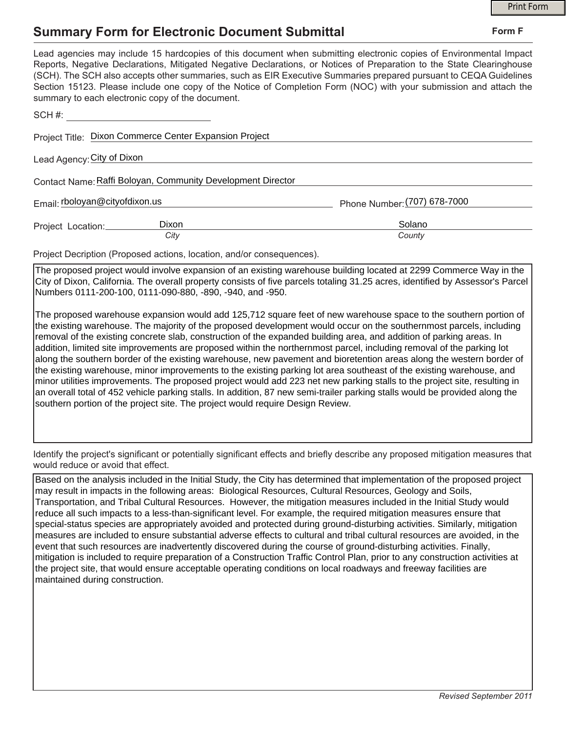# Summary Form for Electronic Document Submittal

**Form F**

Lead agencies may include 15 hardcopies of this document when submitting electronic copies of Environmental Impact Reports, Negative Declarations, Mitigated Negative Declarations, or Notices of Preparation to the State Clearinghouse (SCH). The SCH also accepts other summaries, such as EIR Executive Summaries prepared pursuant to CEQA Guidelines Section 15123. Please include one copy of the Notice of Completion Form (NOC) with your submission and attach the summary to each electronic copy of the document.

SCH #: ______________________

Project Title: Dixon Commerce Center Expansion Project

Lead Agency: City of Dixon

Contact Name: Raffi Boloyan, Community Development Director

Email: rboloyan@cityofdixon.us

Phone Number: (707) 678-7000

Project Location: Dixon (*City*), Solano (*County*)

Project Decription (Proposed actions, location, and/or consequences).

The proposed project would involve expansion of an existing warehouse building located at 2299 Commerce Way in the City of Dixon, California. The overall property consists of five parcels totaling 31.25 acres, identified by Assessor's Parcel Numbers 0111-200-100, 0111-090-880, -890, -940, and -950.

The proposed warehouse expansion would add 125,712 square feet of new warehouse space to the southern portion of the existing warehouse. The majority of the proposed development would occur on the southernmost parcels, including removal of the existing concrete slab, construction of the expanded building area, and addition of parking areas. In addition, limited site improvements are proposed within the northernmost parcel, including removal of the parking lot along the southern border of the existing warehouse, new pavement and bioretention areas along the western border of the existing warehouse, minor improvements to the existing parking lot area southeast of the existing warehouse, and minor utilities improvements. The proposed project would add 223 net new parking stalls to the project site, resulting in an overall total of 452 vehicle parking stalls. In addition, 87 new semi-trailer parking stalls would be provided along the southern portion of the project site. The project would require Design Review.

Identify the project's significant or potentially significant effects and briefly describe any proposed mitigation measures that would reduce or avoid that effect.

Based on the analysis included in the Initial Study, the City has determined that implementation of the proposed project may result in impacts in the following areas: Biological Resources, Cultural Resources, Geology and Soils, Transportation, and Tribal Cultural Resources. However, the mitigation measures included in the Initial Study would reduce all such impacts to a less-than-significant level. For example, the required mitigation measures ensure that special-status species are appropriately avoided and protected during ground-disturbing activities. Similarly, mitigation measures are included to ensure substantial adverse effects to cultural and tribal cultural resources are avoided, in the event that such resources are inadvertently discovered during the course of ground-disturbing activities. Finally, mitigation is included to require preparation of a Construction Traffic Control Plan, prior to any construction activities at the project site, that would ensure acceptable operating conditions on local roadways and freeway facilities are maintained during construction.

*Revised September 2011*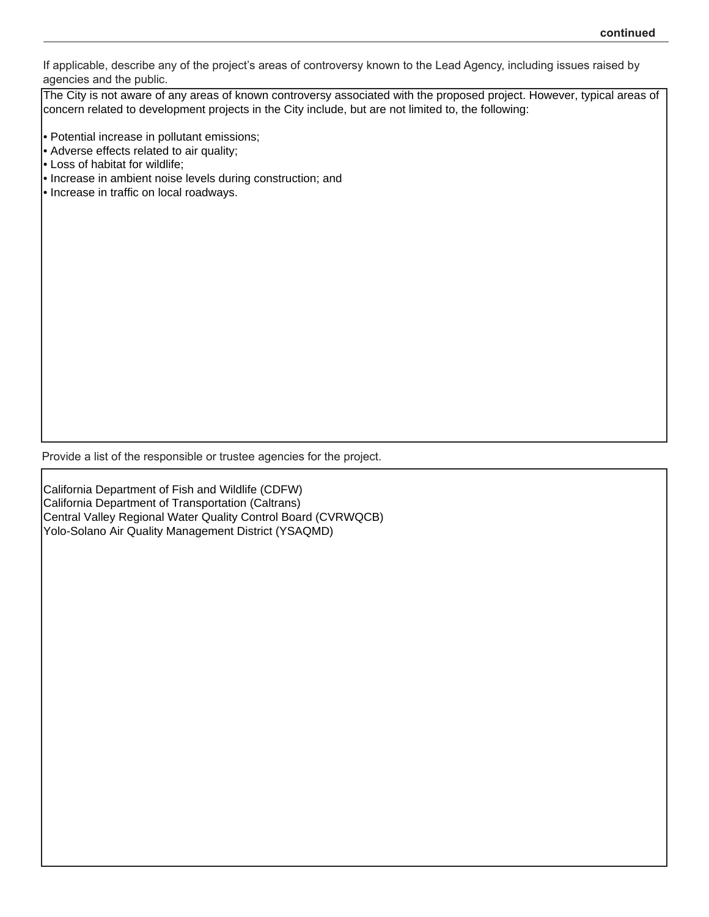If applicable, describe any of the project's areas of controversy known to the Lead Agency, including issues raised by agencies and the public.

The City is not aware of any areas of known controversy associated with the proposed project. However, typical areas of concern related to development projects in the City include, but are not limited to, the following:

- Potential increase in pollutant emissions;
- Adverse effects related to air quality;
- Loss of habitat for wildlife;
- Increase in ambient noise levels during construction; and
- Increase in traffic on local roadways.

Provide a list of the responsible or trustee agencies for the project.

California Department of Fish and Wildlife (CDFW)
California Department of Transportation (Caltrans)
Central Valley Regional Water Quality Control Board (CVRWQCB)
Yolo-Solano Air Quality Management District (YSAQMD)